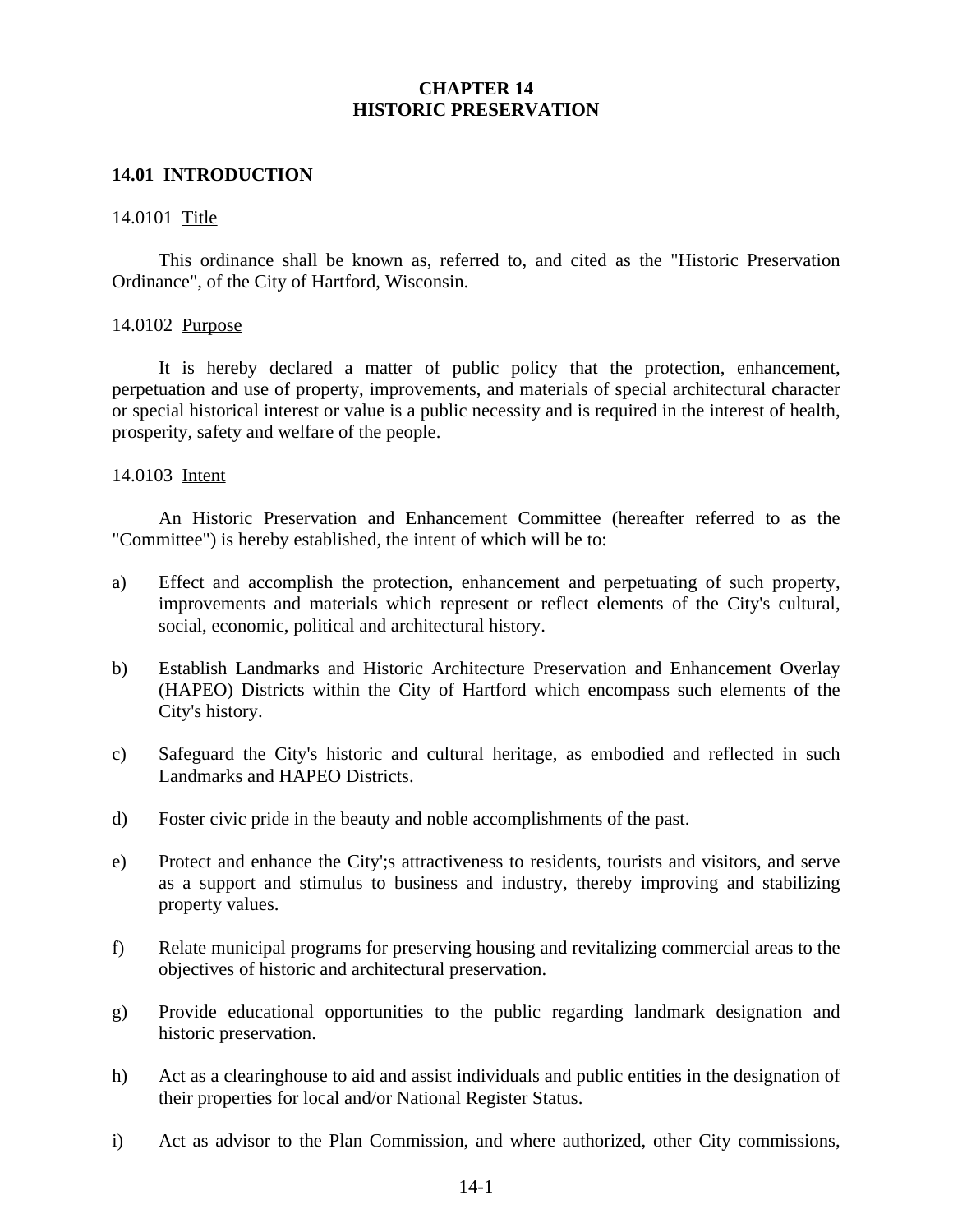# CHAPTER 14
# HISTORIC PRESERVATION

## 14.01 INTRODUCTION

14.0101 Title

This ordinance shall be known as, referred to, and cited as the "Historic Preservation Ordinance", of the City of Hartford, Wisconsin.

14.0102 Purpose

It is hereby declared a matter of public policy that the protection, enhancement, perpetuation and use of property, improvements, and materials of special architectural character or special historical interest or value is a public necessity and is required in the interest of health, prosperity, safety and welfare of the people.

14.0103 Intent

An Historic Preservation and Enhancement Committee (hereafter referred to as the "Committee") is hereby established, the intent of which will be to:

a) Effect and accomplish the protection, enhancement and perpetuating of such property, improvements and materials which represent or reflect elements of the City's cultural, social, economic, political and architectural history.

b) Establish Landmarks and Historic Architecture Preservation and Enhancement Overlay (HAPEO) Districts within the City of Hartford which encompass such elements of the City's history.

c) Safeguard the City's historic and cultural heritage, as embodied and reflected in such Landmarks and HAPEO Districts.

d) Foster civic pride in the beauty and noble accomplishments of the past.

e) Protect and enhance the City';s attractiveness to residents, tourists and visitors, and serve as a support and stimulus to business and industry, thereby improving and stabilizing property values.

f) Relate municipal programs for preserving housing and revitalizing commercial areas to the objectives of historic and architectural preservation.

g) Provide educational opportunities to the public regarding landmark designation and historic preservation.

h) Act as a clearinghouse to aid and assist individuals and public entities in the designation of their properties for local and/or National Register Status.

i) Act as advisor to the Plan Commission, and where authorized, other City commissions,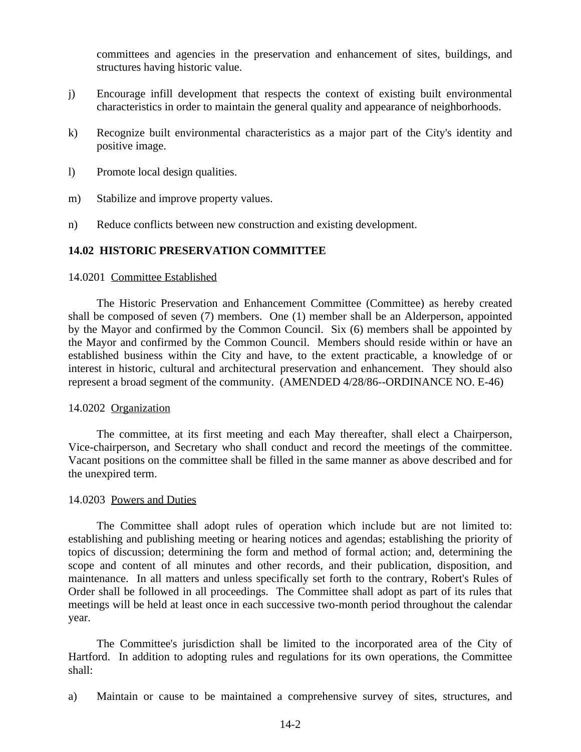committees and agencies in the preservation and enhancement of sites, buildings, and structures having historic value.

j) Encourage infill development that respects the context of existing built environmental characteristics in order to maintain the general quality and appearance of neighborhoods.

k) Recognize built environmental characteristics as a major part of the City's identity and positive image.

l) Promote local design qualities.

m) Stabilize and improve property values.

n) Reduce conflicts between new construction and existing development.

## 14.02 HISTORIC PRESERVATION COMMITTEE

14.0201 Committee Established

The Historic Preservation and Enhancement Committee (Committee) as hereby created shall be composed of seven (7) members. One (1) member shall be an Alderperson, appointed by the Mayor and confirmed by the Common Council. Six (6) members shall be appointed by the Mayor and confirmed by the Common Council. Members should reside within or have an established business within the City and have, to the extent practicable, a knowledge of or interest in historic, cultural and architectural preservation and enhancement. They should also represent a broad segment of the community. (AMENDED 4/28/86--ORDINANCE NO. E-46)

14.0202 Organization

The committee, at its first meeting and each May thereafter, shall elect a Chairperson, Vice-chairperson, and Secretary who shall conduct and record the meetings of the committee. Vacant positions on the committee shall be filled in the same manner as above described and for the unexpired term.

14.0203 Powers and Duties

The Committee shall adopt rules of operation which include but are not limited to: establishing and publishing meeting or hearing notices and agendas; establishing the priority of topics of discussion; determining the form and method of formal action; and, determining the scope and content of all minutes and other records, and their publication, disposition, and maintenance. In all matters and unless specifically set forth to the contrary, Robert's Rules of Order shall be followed in all proceedings. The Committee shall adopt as part of its rules that meetings will be held at least once in each successive two-month period throughout the calendar year.

The Committee's jurisdiction shall be limited to the incorporated area of the City of Hartford. In addition to adopting rules and regulations for its own operations, the Committee shall:

a) Maintain or cause to be maintained a comprehensive survey of sites, structures, and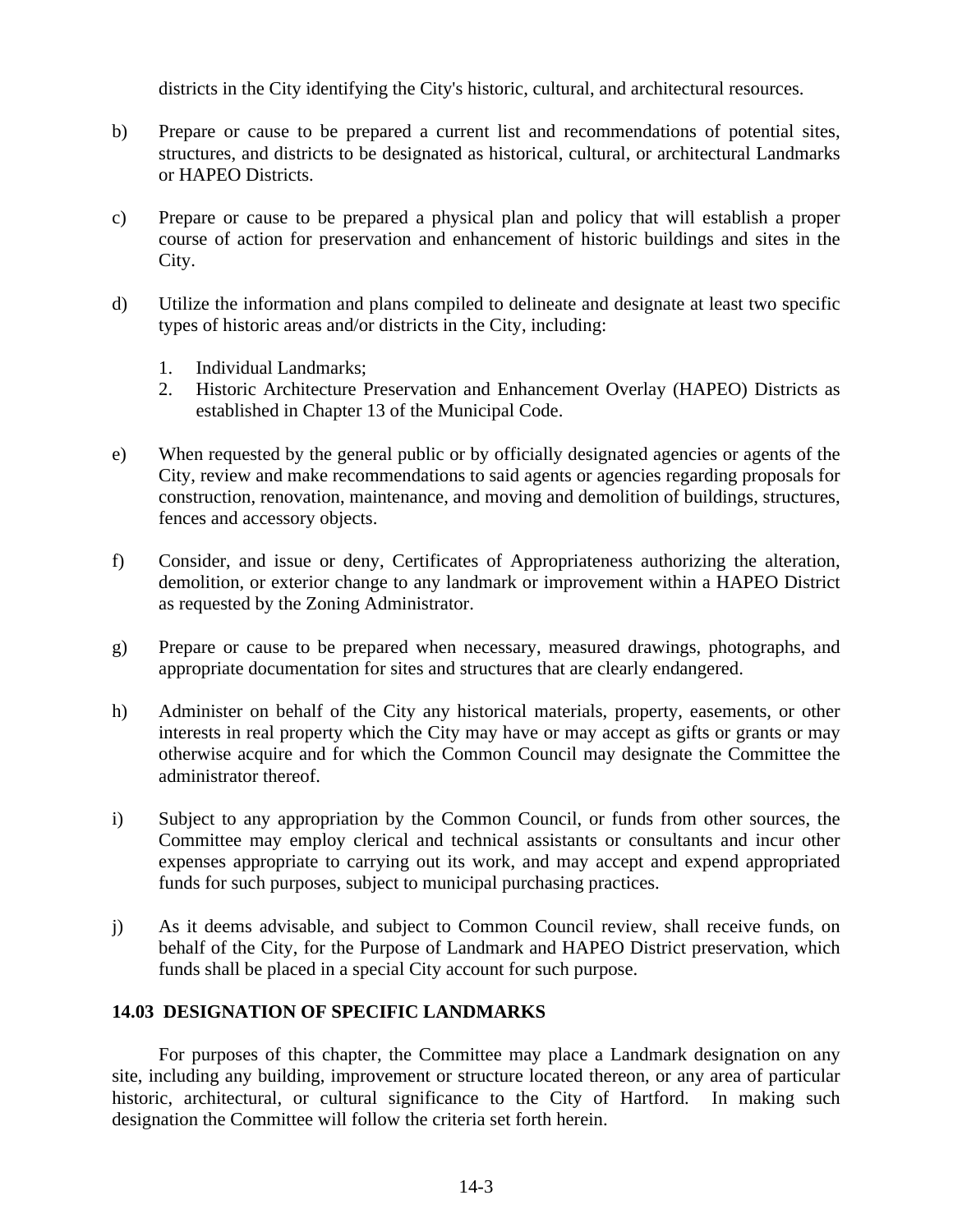districts in the City identifying the City's historic, cultural, and architectural resources.

b) Prepare or cause to be prepared a current list and recommendations of potential sites, structures, and districts to be designated as historical, cultural, or architectural Landmarks or HAPEO Districts.

c) Prepare or cause to be prepared a physical plan and policy that will establish a proper course of action for preservation and enhancement of historic buildings and sites in the City.

d) Utilize the information and plans compiled to delineate and designate at least two specific types of historic areas and/or districts in the City, including:

   1. Individual Landmarks;
   2. Historic Architecture Preservation and Enhancement Overlay (HAPEO) Districts as established in Chapter 13 of the Municipal Code.

e) When requested by the general public or by officially designated agencies or agents of the City, review and make recommendations to said agents or agencies regarding proposals for construction, renovation, maintenance, and moving and demolition of buildings, structures, fences and accessory objects.

f) Consider, and issue or deny, Certificates of Appropriateness authorizing the alteration, demolition, or exterior change to any landmark or improvement within a HAPEO District as requested by the Zoning Administrator.

g) Prepare or cause to be prepared when necessary, measured drawings, photographs, and appropriate documentation for sites and structures that are clearly endangered.

h) Administer on behalf of the City any historical materials, property, easements, or other interests in real property which the City may have or may accept as gifts or grants or may otherwise acquire and for which the Common Council may designate the Committee the administrator thereof.

i) Subject to any appropriation by the Common Council, or funds from other sources, the Committee may employ clerical and technical assistants or consultants and incur other expenses appropriate to carrying out its work, and may accept and expend appropriated funds for such purposes, subject to municipal purchasing practices.

j) As it deems advisable, and subject to Common Council review, shall receive funds, on behalf of the City, for the Purpose of Landmark and HAPEO District preservation, which funds shall be placed in a special City account for such purpose.

## 14.03 DESIGNATION OF SPECIFIC LANDMARKS

For purposes of this chapter, the Committee may place a Landmark designation on any site, including any building, improvement or structure located thereon, or any area of particular historic, architectural, or cultural significance to the City of Hartford. In making such designation the Committee will follow the criteria set forth herein.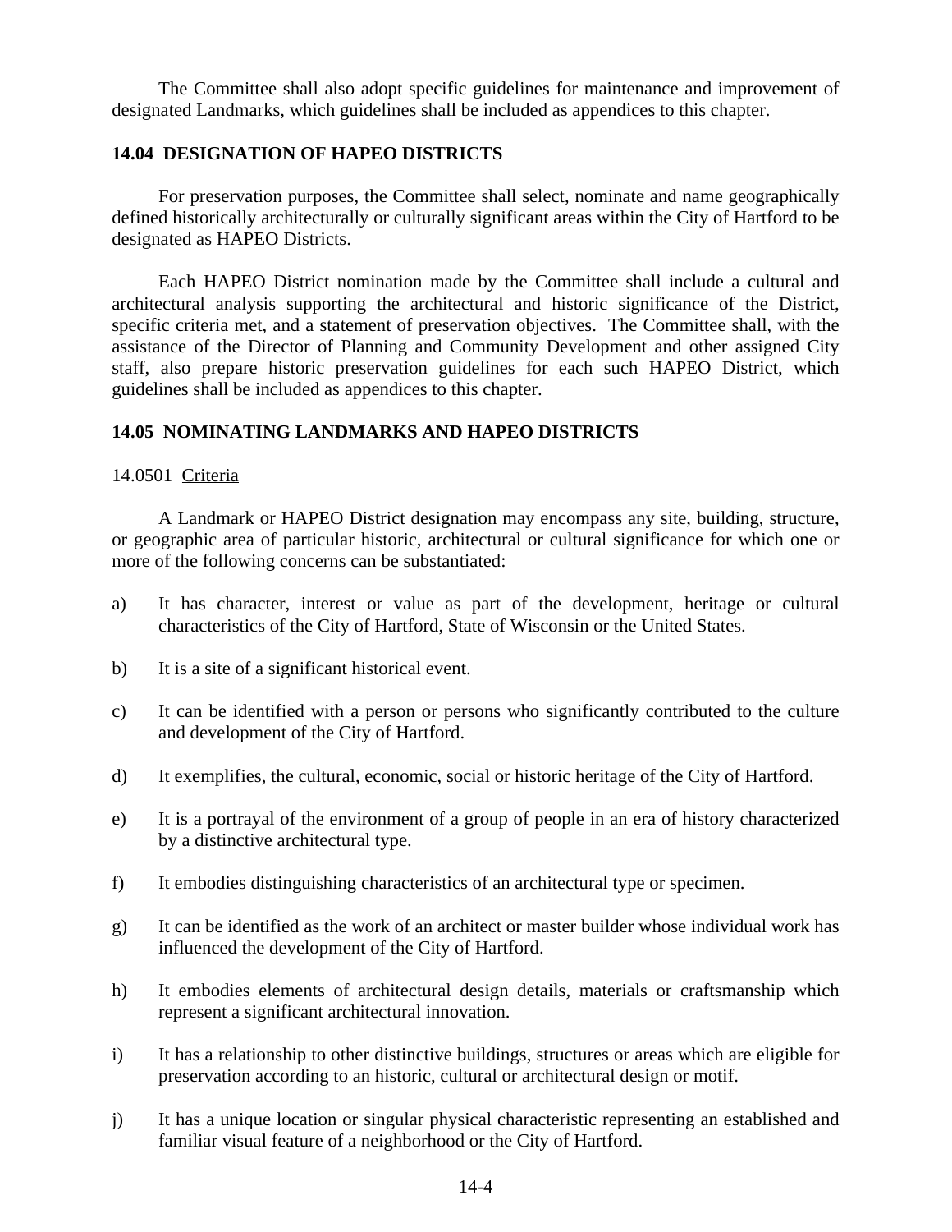The Committee shall also adopt specific guidelines for maintenance and improvement of designated Landmarks, which guidelines shall be included as appendices to this chapter.

## 14.04 DESIGNATION OF HAPEO DISTRICTS

For preservation purposes, the Committee shall select, nominate and name geographically defined historically architecturally or culturally significant areas within the City of Hartford to be designated as HAPEO Districts.

Each HAPEO District nomination made by the Committee shall include a cultural and architectural analysis supporting the architectural and historic significance of the District, specific criteria met, and a statement of preservation objectives. The Committee shall, with the assistance of the Director of Planning and Community Development and other assigned City staff, also prepare historic preservation guidelines for each such HAPEO District, which guidelines shall be included as appendices to this chapter.

## 14.05 NOMINATING LANDMARKS AND HAPEO DISTRICTS

14.0501 <u>Criteria</u>

A Landmark or HAPEO District designation may encompass any site, building, structure, or geographic area of particular historic, architectural or cultural significance for which one or more of the following concerns can be substantiated:

a) It has character, interest or value as part of the development, heritage or cultural characteristics of the City of Hartford, State of Wisconsin or the United States.

b) It is a site of a significant historical event.

c) It can be identified with a person or persons who significantly contributed to the culture and development of the City of Hartford.

d) It exemplifies, the cultural, economic, social or historic heritage of the City of Hartford.

e) It is a portrayal of the environment of a group of people in an era of history characterized by a distinctive architectural type.

f) It embodies distinguishing characteristics of an architectural type or specimen.

g) It can be identified as the work of an architect or master builder whose individual work has influenced the development of the City of Hartford.

h) It embodies elements of architectural design details, materials or craftsmanship which represent a significant architectural innovation.

i) It has a relationship to other distinctive buildings, structures or areas which are eligible for preservation according to an historic, cultural or architectural design or motif.

j) It has a unique location or singular physical characteristic representing an established and familiar visual feature of a neighborhood or the City of Hartford.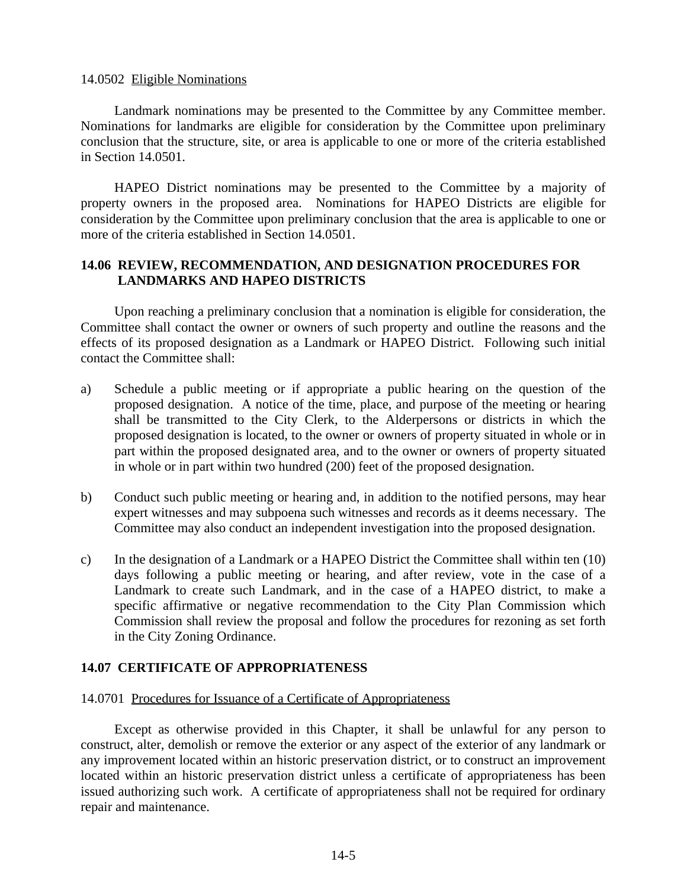14.0502 Eligible Nominations

Landmark nominations may be presented to the Committee by any Committee member. Nominations for landmarks are eligible for consideration by the Committee upon preliminary conclusion that the structure, site, or area is applicable to one or more of the criteria established in Section 14.0501.

HAPEO District nominations may be presented to the Committee by a majority of property owners in the proposed area. Nominations for HAPEO Districts are eligible for consideration by the Committee upon preliminary conclusion that the area is applicable to one or more of the criteria established in Section 14.0501.

## 14.06 REVIEW, RECOMMENDATION, AND DESIGNATION PROCEDURES FOR LANDMARKS AND HAPEO DISTRICTS

Upon reaching a preliminary conclusion that a nomination is eligible for consideration, the Committee shall contact the owner or owners of such property and outline the reasons and the effects of its proposed designation as a Landmark or HAPEO District. Following such initial contact the Committee shall:

a) Schedule a public meeting or if appropriate a public hearing on the question of the proposed designation. A notice of the time, place, and purpose of the meeting or hearing shall be transmitted to the City Clerk, to the Alderpersons or districts in which the proposed designation is located, to the owner or owners of property situated in whole or in part within the proposed designated area, and to the owner or owners of property situated in whole or in part within two hundred (200) feet of the proposed designation.

b) Conduct such public meeting or hearing and, in addition to the notified persons, may hear expert witnesses and may subpoena such witnesses and records as it deems necessary. The Committee may also conduct an independent investigation into the proposed designation.

c) In the designation of a Landmark or a HAPEO District the Committee shall within ten (10) days following a public meeting or hearing, and after review, vote in the case of a Landmark to create such Landmark, and in the case of a HAPEO district, to make a specific affirmative or negative recommendation to the City Plan Commission which Commission shall review the proposal and follow the procedures for rezoning as set forth in the City Zoning Ordinance.

## 14.07 CERTIFICATE OF APPROPRIATENESS

14.0701 Procedures for Issuance of a Certificate of Appropriateness

Except as otherwise provided in this Chapter, it shall be unlawful for any person to construct, alter, demolish or remove the exterior or any aspect of the exterior of any landmark or any improvement located within an historic preservation district, or to construct an improvement located within an historic preservation district unless a certificate of appropriateness has been issued authorizing such work. A certificate of appropriateness shall not be required for ordinary repair and maintenance.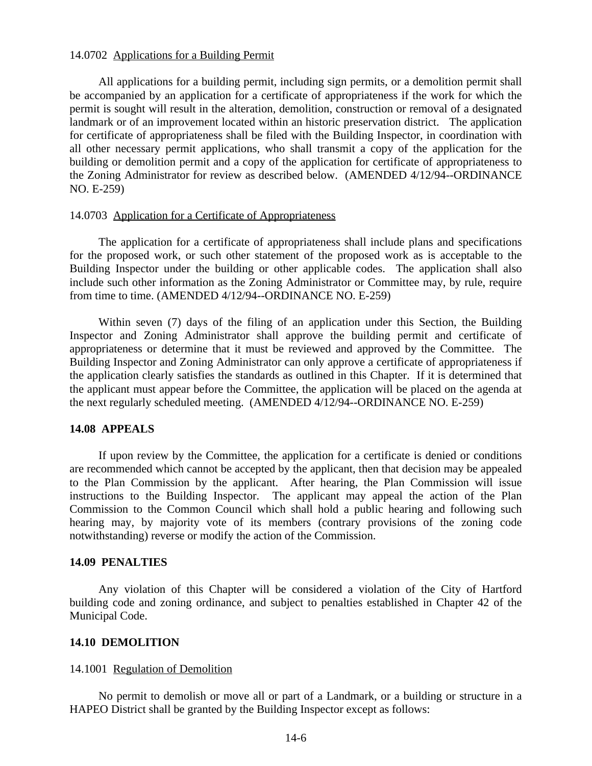14.0702 Applications for a Building Permit

All applications for a building permit, including sign permits, or a demolition permit shall be accompanied by an application for a certificate of appropriateness if the work for which the permit is sought will result in the alteration, demolition, construction or removal of a designated landmark or of an improvement located within an historic preservation district. The application for certificate of appropriateness shall be filed with the Building Inspector, in coordination with all other necessary permit applications, who shall transmit a copy of the application for the building or demolition permit and a copy of the application for certificate of appropriateness to the Zoning Administrator for review as described below. (AMENDED 4/12/94--ORDINANCE NO. E-259)

14.0703 Application for a Certificate of Appropriateness

The application for a certificate of appropriateness shall include plans and specifications for the proposed work, or such other statement of the proposed work as is acceptable to the Building Inspector under the building or other applicable codes. The application shall also include such other information as the Zoning Administrator or Committee may, by rule, require from time to time. (AMENDED 4/12/94--ORDINANCE NO. E-259)

Within seven (7) days of the filing of an application under this Section, the Building Inspector and Zoning Administrator shall approve the building permit and certificate of appropriateness or determine that it must be reviewed and approved by the Committee. The Building Inspector and Zoning Administrator can only approve a certificate of appropriateness if the application clearly satisfies the standards as outlined in this Chapter. If it is determined that the applicant must appear before the Committee, the application will be placed on the agenda at the next regularly scheduled meeting. (AMENDED 4/12/94--ORDINANCE NO. E-259)

## 14.08 APPEALS

If upon review by the Committee, the application for a certificate is denied or conditions are recommended which cannot be accepted by the applicant, then that decision may be appealed to the Plan Commission by the applicant. After hearing, the Plan Commission will issue instructions to the Building Inspector. The applicant may appeal the action of the Plan Commission to the Common Council which shall hold a public hearing and following such hearing may, by majority vote of its members (contrary provisions of the zoning code notwithstanding) reverse or modify the action of the Commission.

## 14.09 PENALTIES

Any violation of this Chapter will be considered a violation of the City of Hartford building code and zoning ordinance, and subject to penalties established in Chapter 42 of the Municipal Code.

## 14.10 DEMOLITION

14.1001 Regulation of Demolition

No permit to demolish or move all or part of a Landmark, or a building or structure in a HAPEO District shall be granted by the Building Inspector except as follows: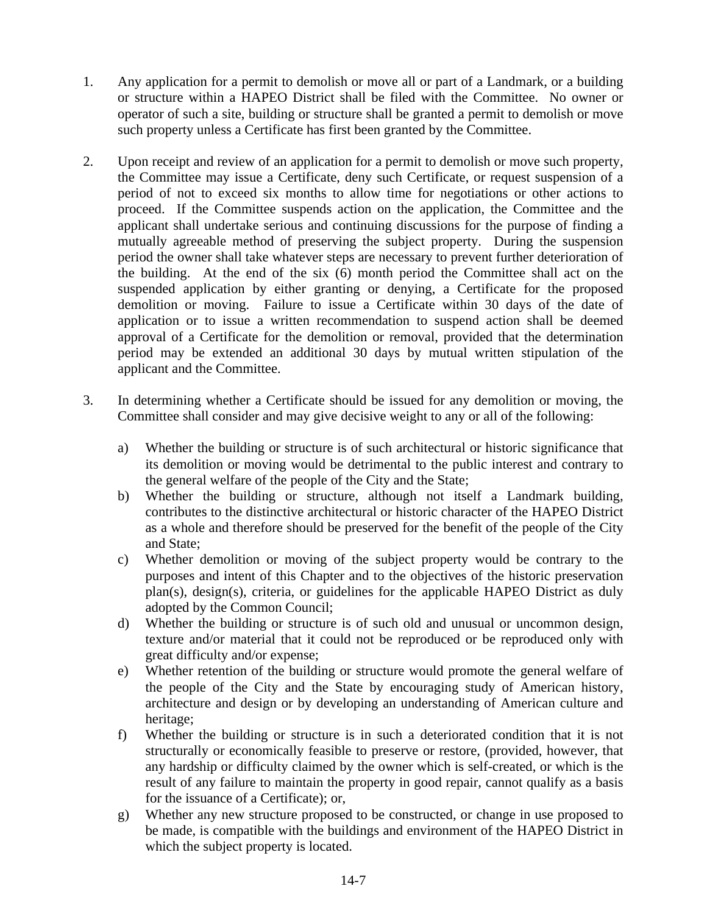1. Any application for a permit to demolish or move all or part of a Landmark, or a building or structure within a HAPEO District shall be filed with the Committee. No owner or operator of such a site, building or structure shall be granted a permit to demolish or move such property unless a Certificate has first been granted by the Committee.

2. Upon receipt and review of an application for a permit to demolish or move such property, the Committee may issue a Certificate, deny such Certificate, or request suspension of a period of not to exceed six months to allow time for negotiations or other actions to proceed. If the Committee suspends action on the application, the Committee and the applicant shall undertake serious and continuing discussions for the purpose of finding a mutually agreeable method of preserving the subject property. During the suspension period the owner shall take whatever steps are necessary to prevent further deterioration of the building. At the end of the six (6) month period the Committee shall act on the suspended application by either granting or denying, a Certificate for the proposed demolition or moving. Failure to issue a Certificate within 30 days of the date of application or to issue a written recommendation to suspend action shall be deemed approval of a Certificate for the demolition or removal, provided that the determination period may be extended an additional 30 days by mutual written stipulation of the applicant and the Committee.

3. In determining whether a Certificate should be issued for any demolition or moving, the Committee shall consider and may give decisive weight to any or all of the following:

   a) Whether the building or structure is of such architectural or historic significance that its demolition or moving would be detrimental to the public interest and contrary to the general welfare of the people of the City and the State;
   b) Whether the building or structure, although not itself a Landmark building, contributes to the distinctive architectural or historic character of the HAPEO District as a whole and therefore should be preserved for the benefit of the people of the City and State;
   c) Whether demolition or moving of the subject property would be contrary to the purposes and intent of this Chapter and to the objectives of the historic preservation plan(s), design(s), criteria, or guidelines for the applicable HAPEO District as duly adopted by the Common Council;
   d) Whether the building or structure is of such old and unusual or uncommon design, texture and/or material that it could not be reproduced or be reproduced only with great difficulty and/or expense;
   e) Whether retention of the building or structure would promote the general welfare of the people of the City and the State by encouraging study of American history, architecture and design or by developing an understanding of American culture and heritage;
   f) Whether the building or structure is in such a deteriorated condition that it is not structurally or economically feasible to preserve or restore, (provided, however, that any hardship or difficulty claimed by the owner which is self-created, or which is the result of any failure to maintain the property in good repair, cannot qualify as a basis for the issuance of a Certificate); or,
   g) Whether any new structure proposed to be constructed, or change in use proposed to be made, is compatible with the buildings and environment of the HAPEO District in which the subject property is located.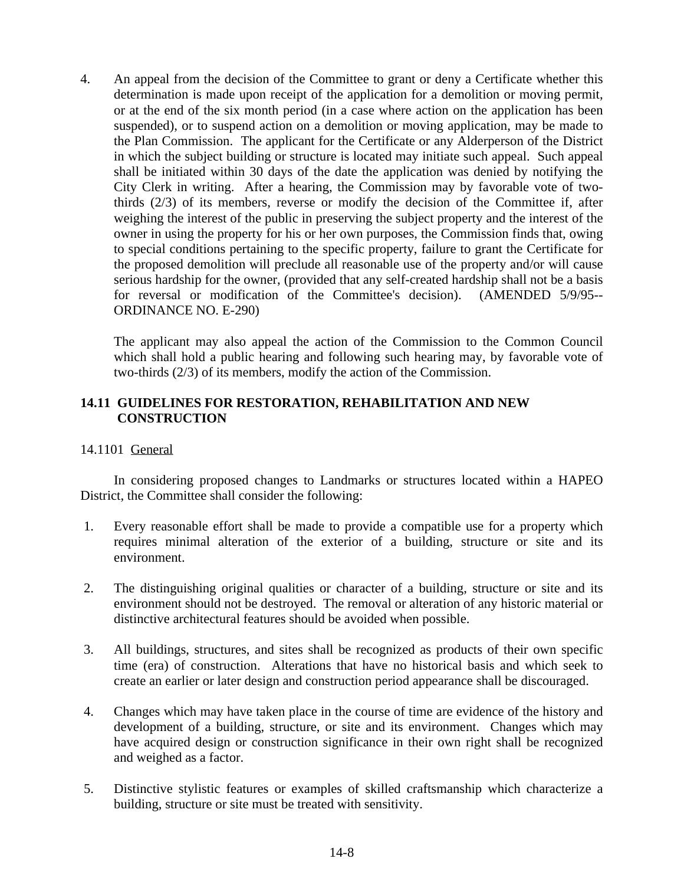4. An appeal from the decision of the Committee to grant or deny a Certificate whether this determination is made upon receipt of the application for a demolition or moving permit, or at the end of the six month period (in a case where action on the application has been suspended), or to suspend action on a demolition or moving application, may be made to the Plan Commission. The applicant for the Certificate or any Alderperson of the District in which the subject building or structure is located may initiate such appeal. Such appeal shall be initiated within 30 days of the date the application was denied by notifying the City Clerk in writing. After a hearing, the Commission may by favorable vote of two-thirds (2/3) of its members, reverse or modify the decision of the Committee if, after weighing the interest of the public in preserving the subject property and the interest of the owner in using the property for his or her own purposes, the Commission finds that, owing to special conditions pertaining to the specific property, failure to grant the Certificate for the proposed demolition will preclude all reasonable use of the property and/or will cause serious hardship for the owner, (provided that any self-created hardship shall not be a basis for reversal or modification of the Committee's decision). (AMENDED 5/9/95--ORDINANCE NO. E-290)

   The applicant may also appeal the action of the Commission to the Common Council which shall hold a public hearing and following such hearing may, by favorable vote of two-thirds (2/3) of its members, modify the action of the Commission.

## 14.11 GUIDELINES FOR RESTORATION, REHABILITATION AND NEW CONSTRUCTION

14.1101 General

In considering proposed changes to Landmarks or structures located within a HAPEO District, the Committee shall consider the following:

1. Every reasonable effort shall be made to provide a compatible use for a property which requires minimal alteration of the exterior of a building, structure or site and its environment.

2. The distinguishing original qualities or character of a building, structure or site and its environment should not be destroyed. The removal or alteration of any historic material or distinctive architectural features should be avoided when possible.

3. All buildings, structures, and sites shall be recognized as products of their own specific time (era) of construction. Alterations that have no historical basis and which seek to create an earlier or later design and construction period appearance shall be discouraged.

4. Changes which may have taken place in the course of time are evidence of the history and development of a building, structure, or site and its environment. Changes which may have acquired design or construction significance in their own right shall be recognized and weighed as a factor.

5. Distinctive stylistic features or examples of skilled craftsmanship which characterize a building, structure or site must be treated with sensitivity.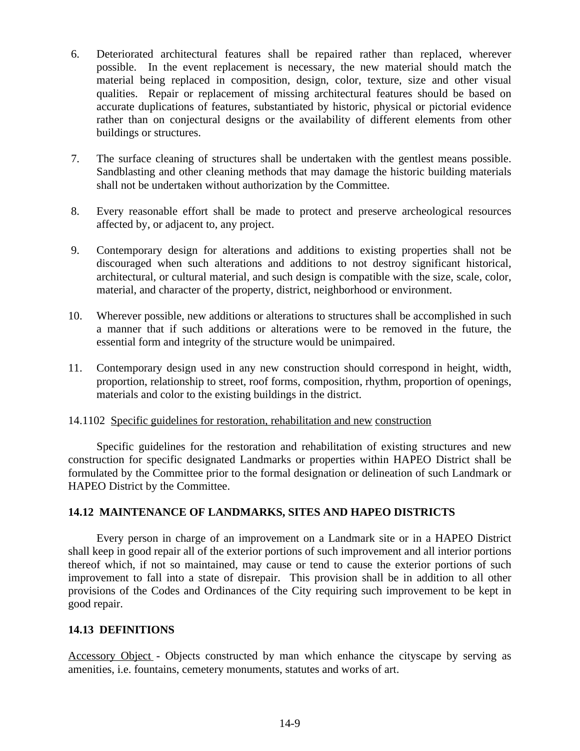6. Deteriorated architectural features shall be repaired rather than replaced, wherever possible. In the event replacement is necessary, the new material should match the material being replaced in composition, design, color, texture, size and other visual qualities. Repair or replacement of missing architectural features should be based on accurate duplications of features, substantiated by historic, physical or pictorial evidence rather than on conjectural designs or the availability of different elements from other buildings or structures.

7. The surface cleaning of structures shall be undertaken with the gentlest means possible. Sandblasting and other cleaning methods that may damage the historic building materials shall not be undertaken without authorization by the Committee.

8. Every reasonable effort shall be made to protect and preserve archeological resources affected by, or adjacent to, any project.

9. Contemporary design for alterations and additions to existing properties shall not be discouraged when such alterations and additions to not destroy significant historical, architectural, or cultural material, and such design is compatible with the size, scale, color, material, and character of the property, district, neighborhood or environment.

10. Wherever possible, new additions or alterations to structures shall be accomplished in such a manner that if such additions or alterations were to be removed in the future, the essential form and integrity of the structure would be unimpaired.

11. Contemporary design used in any new construction should correspond in height, width, proportion, relationship to street, roof forms, composition, rhythm, proportion of openings, materials and color to the existing buildings in the district.

14.1102 Specific guidelines for restoration, rehabilitation and new construction

Specific guidelines for the restoration and rehabilitation of existing structures and new construction for specific designated Landmarks or properties within HAPEO District shall be formulated by the Committee prior to the formal designation or delineation of such Landmark or HAPEO District by the Committee.

## 14.12 MAINTENANCE OF LANDMARKS, SITES AND HAPEO DISTRICTS

Every person in charge of an improvement on a Landmark site or in a HAPEO District shall keep in good repair all of the exterior portions of such improvement and all interior portions thereof which, if not so maintained, may cause or tend to cause the exterior portions of such improvement to fall into a state of disrepair. This provision shall be in addition to all other provisions of the Codes and Ordinances of the City requiring such improvement to be kept in good repair.

## 14.13 DEFINITIONS

Accessory Object - Objects constructed by man which enhance the cityscape by serving as amenities, i.e. fountains, cemetery monuments, statutes and works of art.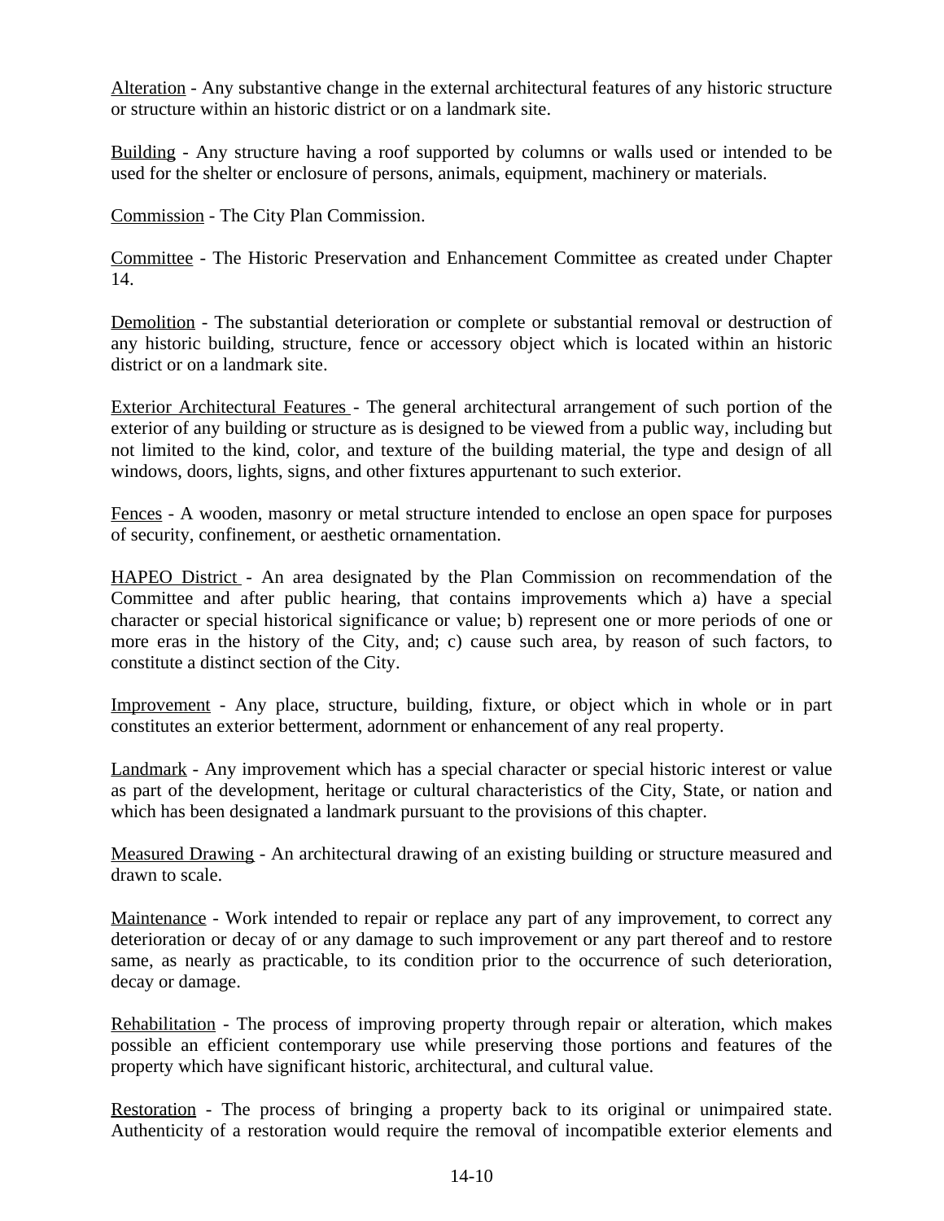<u>Alteration</u> - Any substantive change in the external architectural features of any historic structure or structure within an historic district or on a landmark site.

<u>Building</u> - Any structure having a roof supported by columns or walls used or intended to be used for the shelter or enclosure of persons, animals, equipment, machinery or materials.

<u>Commission</u> - The City Plan Commission.

<u>Committee</u> - The Historic Preservation and Enhancement Committee as created under Chapter 14.

<u>Demolition</u> - The substantial deterioration or complete or substantial removal or destruction of any historic building, structure, fence or accessory object which is located within an historic district or on a landmark site.

<u>Exterior Architectural Features</u> - The general architectural arrangement of such portion of the exterior of any building or structure as is designed to be viewed from a public way, including but not limited to the kind, color, and texture of the building material, the type and design of all windows, doors, lights, signs, and other fixtures appurtenant to such exterior.

<u>Fences</u> - A wooden, masonry or metal structure intended to enclose an open space for purposes of security, confinement, or aesthetic ornamentation.

<u>HAPEO District</u> - An area designated by the Plan Commission on recommendation of the Committee and after public hearing, that contains improvements which a) have a special character or special historical significance or value; b) represent one or more periods of one or more eras in the history of the City, and; c) cause such area, by reason of such factors, to constitute a distinct section of the City.

<u>Improvement</u> - Any place, structure, building, fixture, or object which in whole or in part constitutes an exterior betterment, adornment or enhancement of any real property.

<u>Landmark</u> - Any improvement which has a special character or special historic interest or value as part of the development, heritage or cultural characteristics of the City, State, or nation and which has been designated a landmark pursuant to the provisions of this chapter.

<u>Measured Drawing</u> - An architectural drawing of an existing building or structure measured and drawn to scale.

<u>Maintenance</u> - Work intended to repair or replace any part of any improvement, to correct any deterioration or decay of or any damage to such improvement or any part thereof and to restore same, as nearly as practicable, to its condition prior to the occurrence of such deterioration, decay or damage.

<u>Rehabilitation</u> - The process of improving property through repair or alteration, which makes possible an efficient contemporary use while preserving those portions and features of the property which have significant historic, architectural, and cultural value.

<u>Restoration</u> - The process of bringing a property back to its original or unimpaired state. Authenticity of a restoration would require the removal of incompatible exterior elements and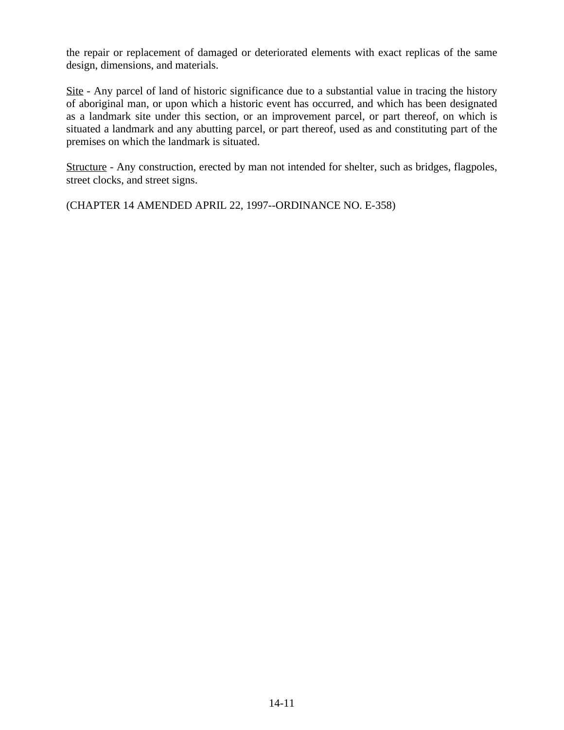the repair or replacement of damaged or deteriorated elements with exact replicas of the same design, dimensions, and materials.

<u>Site</u> - Any parcel of land of historic significance due to a substantial value in tracing the history of aboriginal man, or upon which a historic event has occurred, and which has been designated as a landmark site under this section, or an improvement parcel, or part thereof, on which is situated a landmark and any abutting parcel, or part thereof, used as and constituting part of the premises on which the landmark is situated.

<u>Structure</u> - Any construction, erected by man not intended for shelter, such as bridges, flagpoles, street clocks, and street signs.

(CHAPTER 14 AMENDED APRIL 22, 1997--ORDINANCE NO. E-358)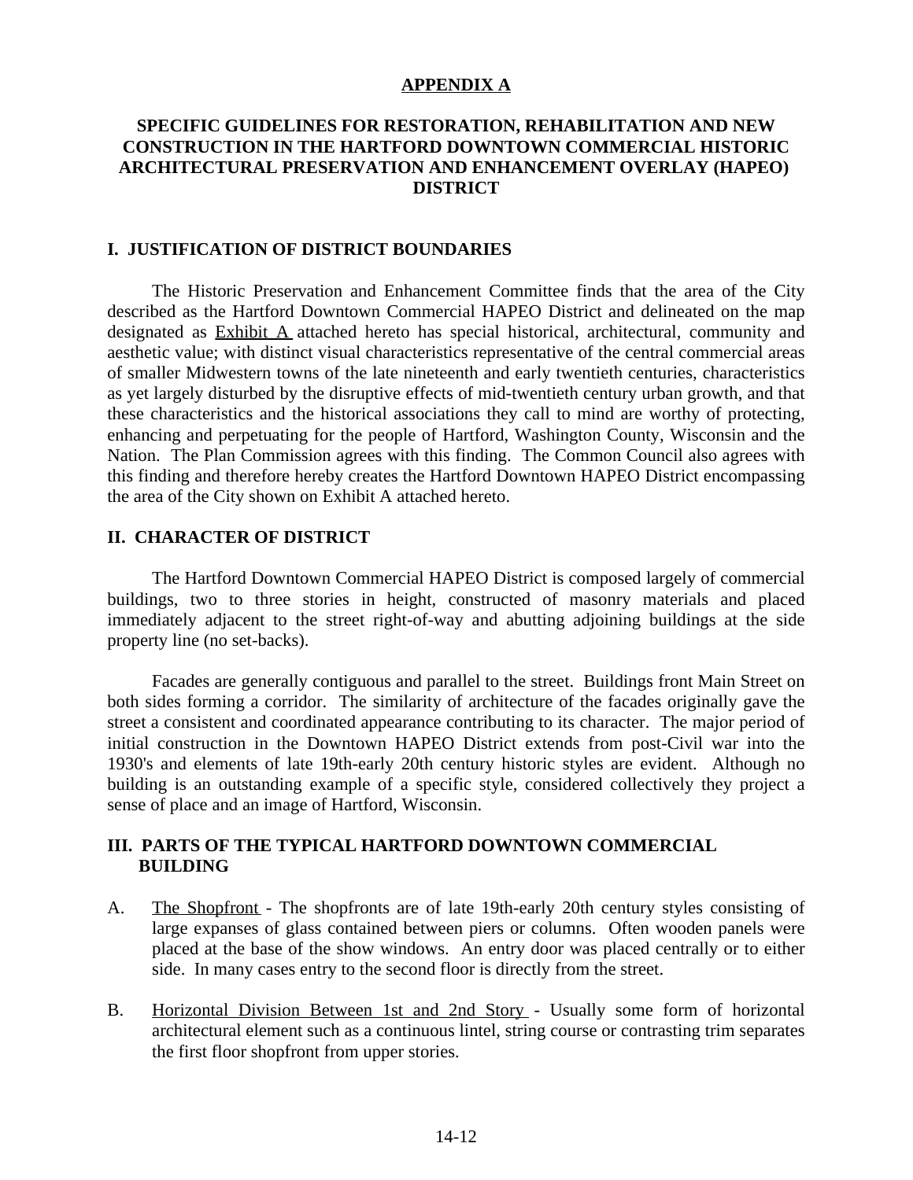# APPENDIX A

## SPECIFIC GUIDELINES FOR RESTORATION, REHABILITATION AND NEW CONSTRUCTION IN THE HARTFORD DOWNTOWN COMMERCIAL HISTORIC ARCHITECTURAL PRESERVATION AND ENHANCEMENT OVERLAY (HAPEO) DISTRICT

### I. JUSTIFICATION OF DISTRICT BOUNDARIES

The Historic Preservation and Enhancement Committee finds that the area of the City described as the Hartford Downtown Commercial HAPEO District and delineated on the map designated as Exhibit A attached hereto has special historical, architectural, community and aesthetic value; with distinct visual characteristics representative of the central commercial areas of smaller Midwestern towns of the late nineteenth and early twentieth centuries, characteristics as yet largely disturbed by the disruptive effects of mid-twentieth century urban growth, and that these characteristics and the historical associations they call to mind are worthy of protecting, enhancing and perpetuating for the people of Hartford, Washington County, Wisconsin and the Nation. The Plan Commission agrees with this finding. The Common Council also agrees with this finding and therefore hereby creates the Hartford Downtown HAPEO District encompassing the area of the City shown on Exhibit A attached hereto.

### II. CHARACTER OF DISTRICT

The Hartford Downtown Commercial HAPEO District is composed largely of commercial buildings, two to three stories in height, constructed of masonry materials and placed immediately adjacent to the street right-of-way and abutting adjoining buildings at the side property line (no set-backs).

Facades are generally contiguous and parallel to the street. Buildings front Main Street on both sides forming a corridor. The similarity of architecture of the facades originally gave the street a consistent and coordinated appearance contributing to its character. The major period of initial construction in the Downtown HAPEO District extends from post-Civil war into the 1930's and elements of late 19th-early 20th century historic styles are evident. Although no building is an outstanding example of a specific style, considered collectively they project a sense of place and an image of Hartford, Wisconsin.

### III. PARTS OF THE TYPICAL HARTFORD DOWNTOWN COMMERCIAL BUILDING

A. The Shopfront - The shopfronts are of late 19th-early 20th century styles consisting of large expanses of glass contained between piers or columns. Often wooden panels were placed at the base of the show windows. An entry door was placed centrally or to either side. In many cases entry to the second floor is directly from the street.

B. Horizontal Division Between 1st and 2nd Story - Usually some form of horizontal architectural element such as a continuous lintel, string course or contrasting trim separates the first floor shopfront from upper stories.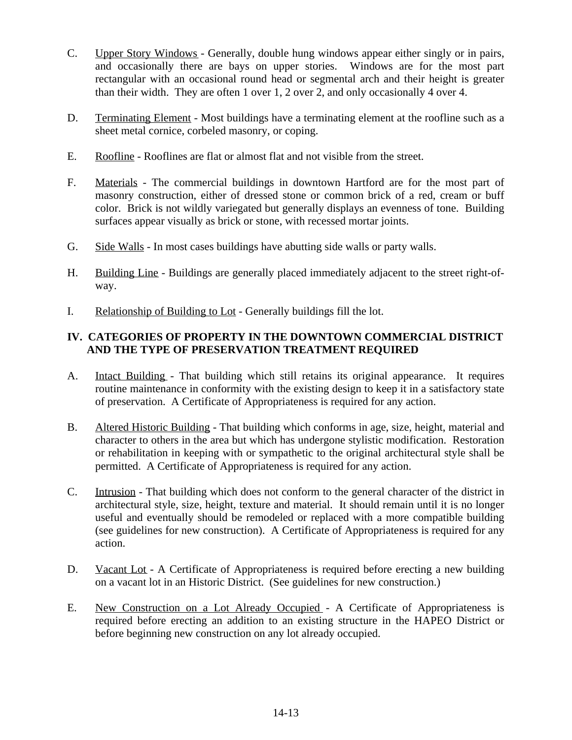C. Upper Story Windows - Generally, double hung windows appear either singly or in pairs, and occasionally there are bays on upper stories. Windows are for the most part rectangular with an occasional round head or segmental arch and their height is greater than their width. They are often 1 over 1, 2 over 2, and only occasionally 4 over 4.

D. Terminating Element - Most buildings have a terminating element at the roofline such as a sheet metal cornice, corbeled masonry, or coping.

E. Roofline - Rooflines are flat or almost flat and not visible from the street.

F. Materials - The commercial buildings in downtown Hartford are for the most part of masonry construction, either of dressed stone or common brick of a red, cream or buff color. Brick is not wildly variegated but generally displays an evenness of tone. Building surfaces appear visually as brick or stone, with recessed mortar joints.

G. Side Walls - In most cases buildings have abutting side walls or party walls.

H. Building Line - Buildings are generally placed immediately adjacent to the street right-of-way.

I. Relationship of Building to Lot - Generally buildings fill the lot.

## IV. CATEGORIES OF PROPERTY IN THE DOWNTOWN COMMERCIAL DISTRICT AND THE TYPE OF PRESERVATION TREATMENT REQUIRED

A. Intact Building - That building which still retains its original appearance. It requires routine maintenance in conformity with the existing design to keep it in a satisfactory state of preservation. A Certificate of Appropriateness is required for any action.

B. Altered Historic Building - That building which conforms in age, size, height, material and character to others in the area but which has undergone stylistic modification. Restoration or rehabilitation in keeping with or sympathetic to the original architectural style shall be permitted. A Certificate of Appropriateness is required for any action.

C. Intrusion - That building which does not conform to the general character of the district in architectural style, size, height, texture and material. It should remain until it is no longer useful and eventually should be remodeled or replaced with a more compatible building (see guidelines for new construction). A Certificate of Appropriateness is required for any action.

D. Vacant Lot - A Certificate of Appropriateness is required before erecting a new building on a vacant lot in an Historic District. (See guidelines for new construction.)

E. New Construction on a Lot Already Occupied - A Certificate of Appropriateness is required before erecting an addition to an existing structure in the HAPEO District or before beginning new construction on any lot already occupied.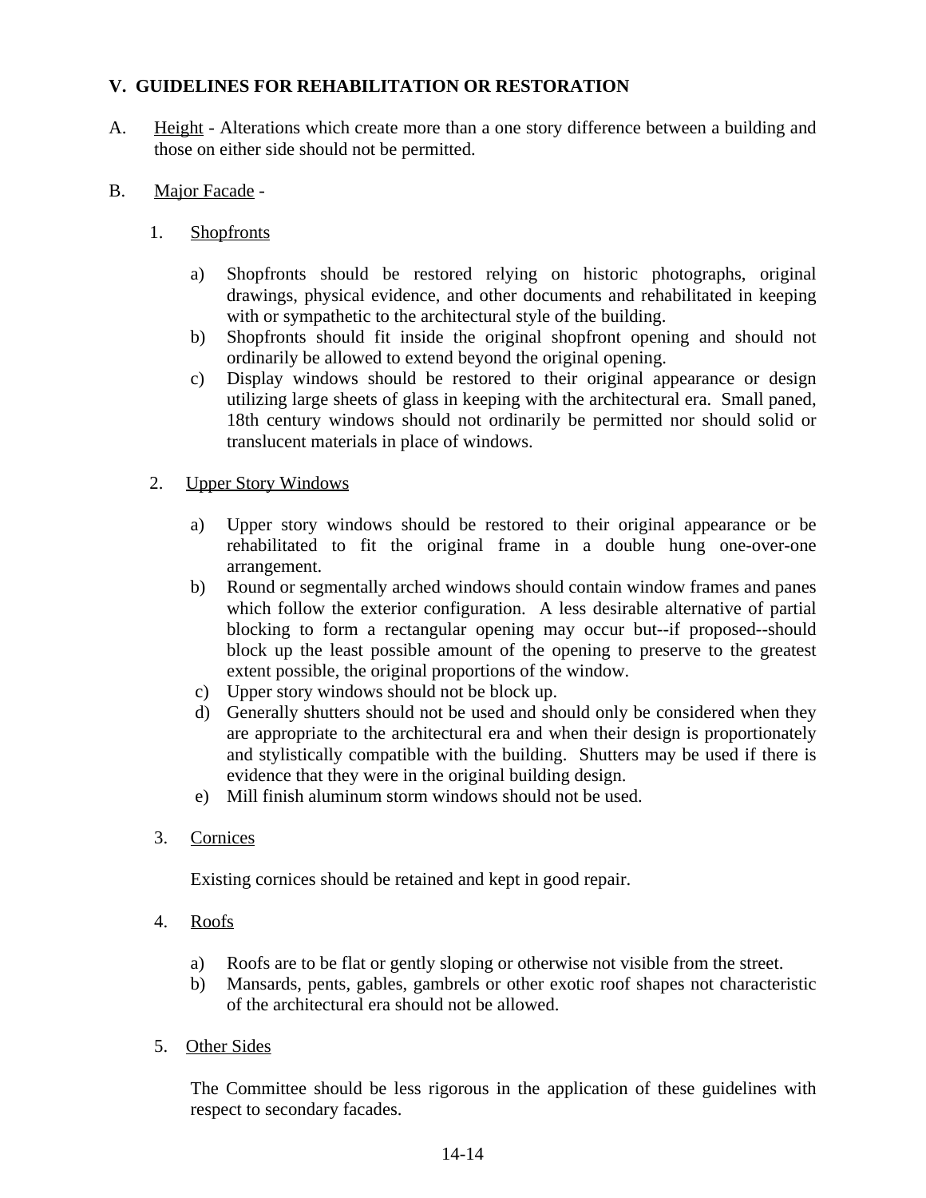## V. GUIDELINES FOR REHABILITATION OR RESTORATION

A. Height - Alterations which create more than a one story difference between a building and those on either side should not be permitted.

B. Major Facade -

1. Shopfronts

   a) Shopfronts should be restored relying on historic photographs, original drawings, physical evidence, and other documents and rehabilitated in keeping with or sympathetic to the architectural style of the building.
   b) Shopfronts should fit inside the original shopfront opening and should not ordinarily be allowed to extend beyond the original opening.
   c) Display windows should be restored to their original appearance or design utilizing large sheets of glass in keeping with the architectural era. Small paned, 18th century windows should not ordinarily be permitted nor should solid or translucent materials in place of windows.

2. Upper Story Windows

   a) Upper story windows should be restored to their original appearance or be rehabilitated to fit the original frame in a double hung one-over-one arrangement.
   b) Round or segmentally arched windows should contain window frames and panes which follow the exterior configuration. A less desirable alternative of partial blocking to form a rectangular opening may occur but--if proposed--should block up the least possible amount of the opening to preserve to the greatest extent possible, the original proportions of the window.
   c) Upper story windows should not be block up.
   d) Generally shutters should not be used and should only be considered when they are appropriate to the architectural era and when their design is proportionately and stylistically compatible with the building. Shutters may be used if there is evidence that they were in the original building design.
   e) Mill finish aluminum storm windows should not be used.

3. Cornices

   Existing cornices should be retained and kept in good repair.

4. Roofs

   a) Roofs are to be flat or gently sloping or otherwise not visible from the street.
   b) Mansards, pents, gables, gambrels or other exotic roof shapes not characteristic of the architectural era should not be allowed.

5. Other Sides

   The Committee should be less rigorous in the application of these guidelines with respect to secondary facades.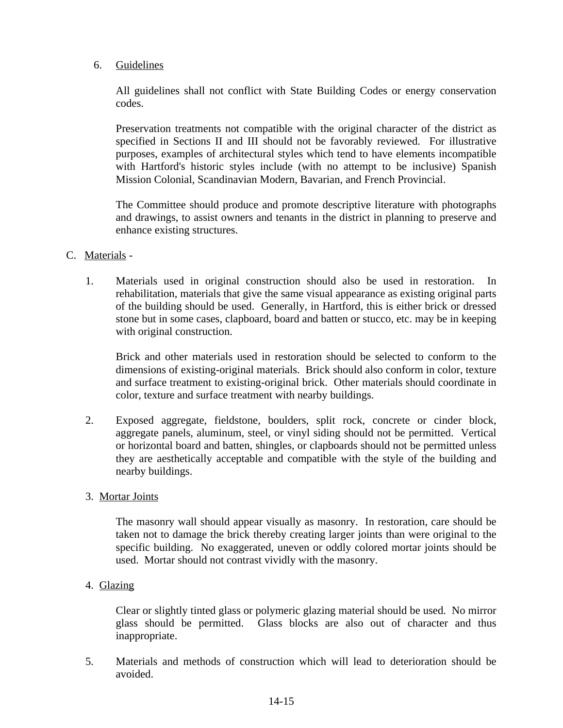6. <u>Guidelines</u>

   All guidelines shall not conflict with State Building Codes or energy conservation codes.

   Preservation treatments not compatible with the original character of the district as specified in Sections II and III should not be favorably reviewed. For illustrative purposes, examples of architectural styles which tend to have elements incompatible with Hartford's historic styles include (with no attempt to be inclusive) Spanish Mission Colonial, Scandinavian Modern, Bavarian, and French Provincial.

   The Committee should produce and promote descriptive literature with photographs and drawings, to assist owners and tenants in the district in planning to preserve and enhance existing structures.

C. <u>Materials</u> -

1. Materials used in original construction should also be used in restoration. In rehabilitation, materials that give the same visual appearance as existing original parts of the building should be used. Generally, in Hartford, this is either brick or dressed stone but in some cases, clapboard, board and batten or stucco, etc. may be in keeping with original construction.

   Brick and other materials used in restoration should be selected to conform to the dimensions of existing-original materials. Brick should also conform in color, texture and surface treatment to existing-original brick. Other materials should coordinate in color, texture and surface treatment with nearby buildings.

2. Exposed aggregate, fieldstone, boulders, split rock, concrete or cinder block, aggregate panels, aluminum, steel, or vinyl siding should not be permitted. Vertical or horizontal board and batten, shingles, or clapboards should not be permitted unless they are aesthetically acceptable and compatible with the style of the building and nearby buildings.

3. <u>Mortar Joints</u>

   The masonry wall should appear visually as masonry. In restoration, care should be taken not to damage the brick thereby creating larger joints than were original to the specific building. No exaggerated, uneven or oddly colored mortar joints should be used. Mortar should not contrast vividly with the masonry.

4. <u>Glazing</u>

   Clear or slightly tinted glass or polymeric glazing material should be used. No mirror glass should be permitted. Glass blocks are also out of character and thus inappropriate.

5. Materials and methods of construction which will lead to deterioration should be avoided.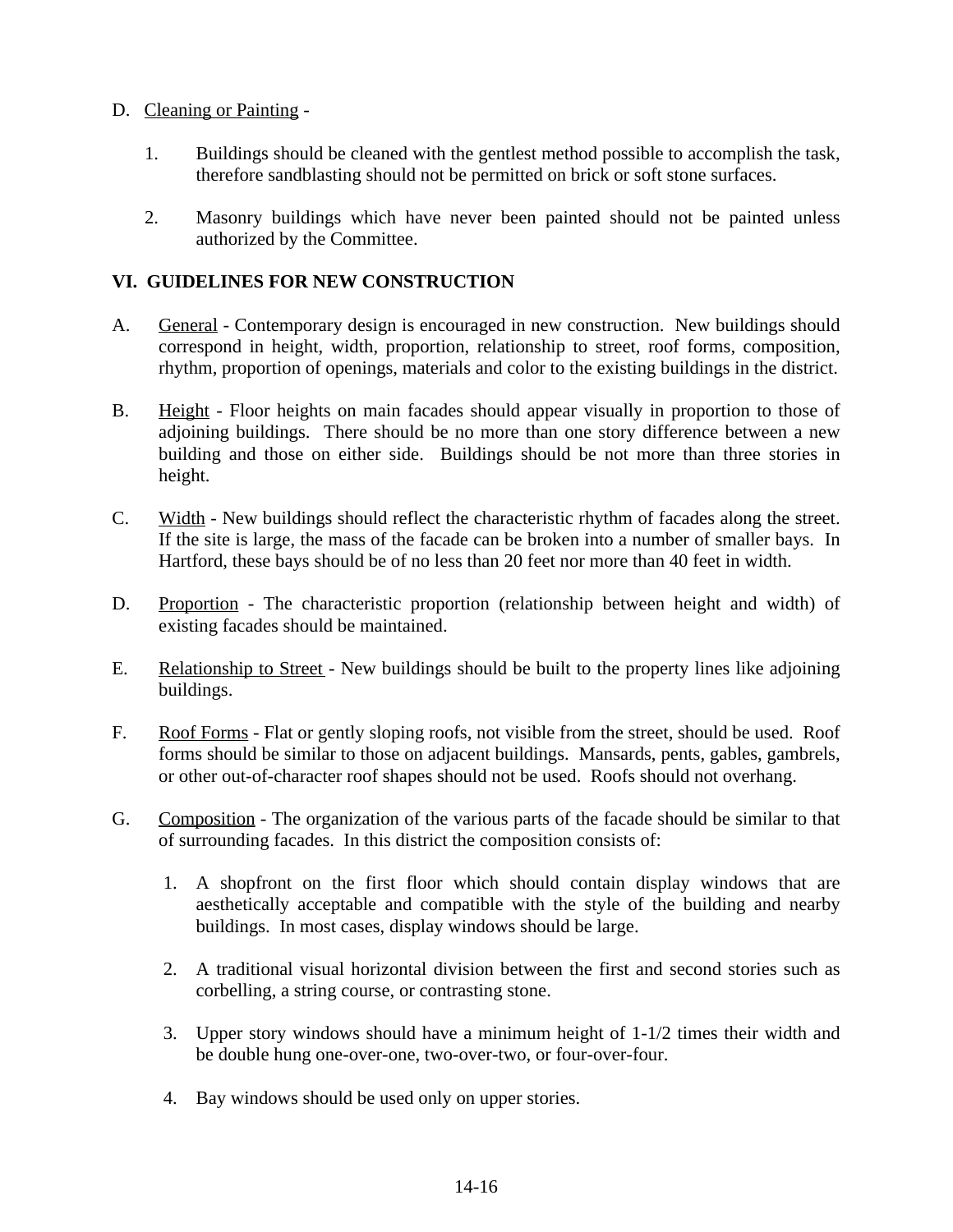D. Cleaning or Painting -

   1. Buildings should be cleaned with the gentlest method possible to accomplish the task, therefore sandblasting should not be permitted on brick or soft stone surfaces.

   2. Masonry buildings which have never been painted should not be painted unless authorized by the Committee.

## VI. GUIDELINES FOR NEW CONSTRUCTION

A. General - Contemporary design is encouraged in new construction. New buildings should correspond in height, width, proportion, relationship to street, roof forms, composition, rhythm, proportion of openings, materials and color to the existing buildings in the district.

B. Height - Floor heights on main facades should appear visually in proportion to those of adjoining buildings. There should be no more than one story difference between a new building and those on either side. Buildings should be not more than three stories in height.

C. Width - New buildings should reflect the characteristic rhythm of facades along the street. If the site is large, the mass of the facade can be broken into a number of smaller bays. In Hartford, these bays should be of no less than 20 feet nor more than 40 feet in width.

D. Proportion - The characteristic proportion (relationship between height and width) of existing facades should be maintained.

E. Relationship to Street - New buildings should be built to the property lines like adjoining buildings.

F. Roof Forms - Flat or gently sloping roofs, not visible from the street, should be used. Roof forms should be similar to those on adjacent buildings. Mansards, pents, gables, gambrels, or other out-of-character roof shapes should not be used. Roofs should not overhang.

G. Composition - The organization of the various parts of the facade should be similar to that of surrounding facades. In this district the composition consists of:

   1. A shopfront on the first floor which should contain display windows that are aesthetically acceptable and compatible with the style of the building and nearby buildings. In most cases, display windows should be large.

   2. A traditional visual horizontal division between the first and second stories such as corbelling, a string course, or contrasting stone.

   3. Upper story windows should have a minimum height of 1-1/2 times their width and be double hung one-over-one, two-over-two, or four-over-four.

   4. Bay windows should be used only on upper stories.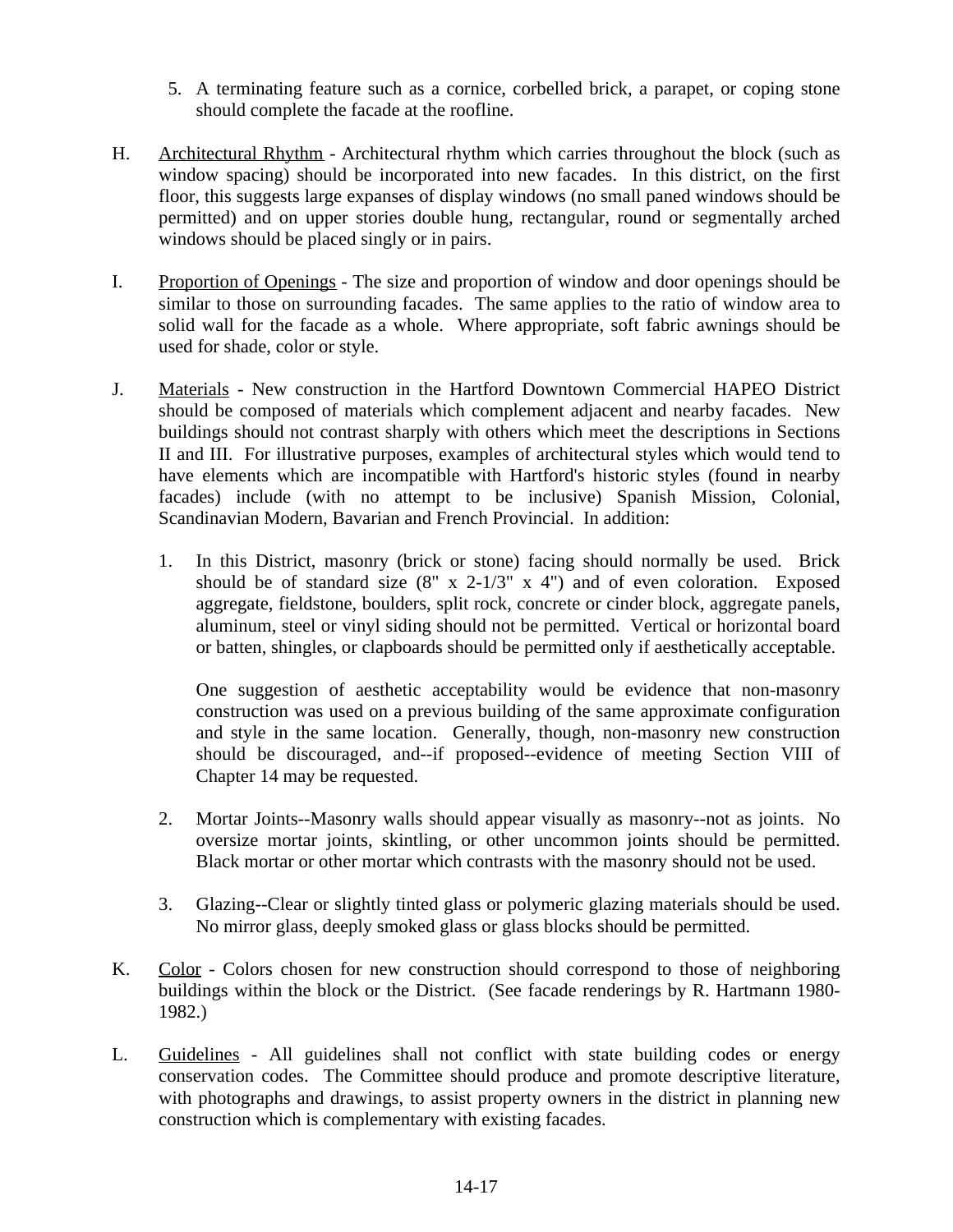5. A terminating feature such as a cornice, corbelled brick, a parapet, or coping stone should complete the facade at the roofline.

H. Architectural Rhythm - Architectural rhythm which carries throughout the block (such as window spacing) should be incorporated into new facades. In this district, on the first floor, this suggests large expanses of display windows (no small paned windows should be permitted) and on upper stories double hung, rectangular, round or segmentally arched windows should be placed singly or in pairs.

I. Proportion of Openings - The size and proportion of window and door openings should be similar to those on surrounding facades. The same applies to the ratio of window area to solid wall for the facade as a whole. Where appropriate, soft fabric awnings should be used for shade, color or style.

J. Materials - New construction in the Hartford Downtown Commercial HAPEO District should be composed of materials which complement adjacent and nearby facades. New buildings should not contrast sharply with others which meet the descriptions in Sections II and III. For illustrative purposes, examples of architectural styles which would tend to have elements which are incompatible with Hartford's historic styles (found in nearby facades) include (with no attempt to be inclusive) Spanish Mission, Colonial, Scandinavian Modern, Bavarian and French Provincial. In addition:

   1. In this District, masonry (brick or stone) facing should normally be used. Brick should be of standard size (8" x 2-1/3" x 4") and of even coloration. Exposed aggregate, fieldstone, boulders, split rock, concrete or cinder block, aggregate panels, aluminum, steel or vinyl siding should not be permitted. Vertical or horizontal board or batten, shingles, or clapboards should be permitted only if aesthetically acceptable.

      One suggestion of aesthetic acceptability would be evidence that non-masonry construction was used on a previous building of the same approximate configuration and style in the same location. Generally, though, non-masonry new construction should be discouraged, and--if proposed--evidence of meeting Section VIII of Chapter 14 may be requested.

   2. Mortar Joints--Masonry walls should appear visually as masonry--not as joints. No oversize mortar joints, skintling, or other uncommon joints should be permitted. Black mortar or other mortar which contrasts with the masonry should not be used.

   3. Glazing--Clear or slightly tinted glass or polymeric glazing materials should be used. No mirror glass, deeply smoked glass or glass blocks should be permitted.

K. Color - Colors chosen for new construction should correspond to those of neighboring buildings within the block or the District. (See facade renderings by R. Hartmann 1980-1982.)

L. Guidelines - All guidelines shall not conflict with state building codes or energy conservation codes. The Committee should produce and promote descriptive literature, with photographs and drawings, to assist property owners in the district in planning new construction which is complementary with existing facades.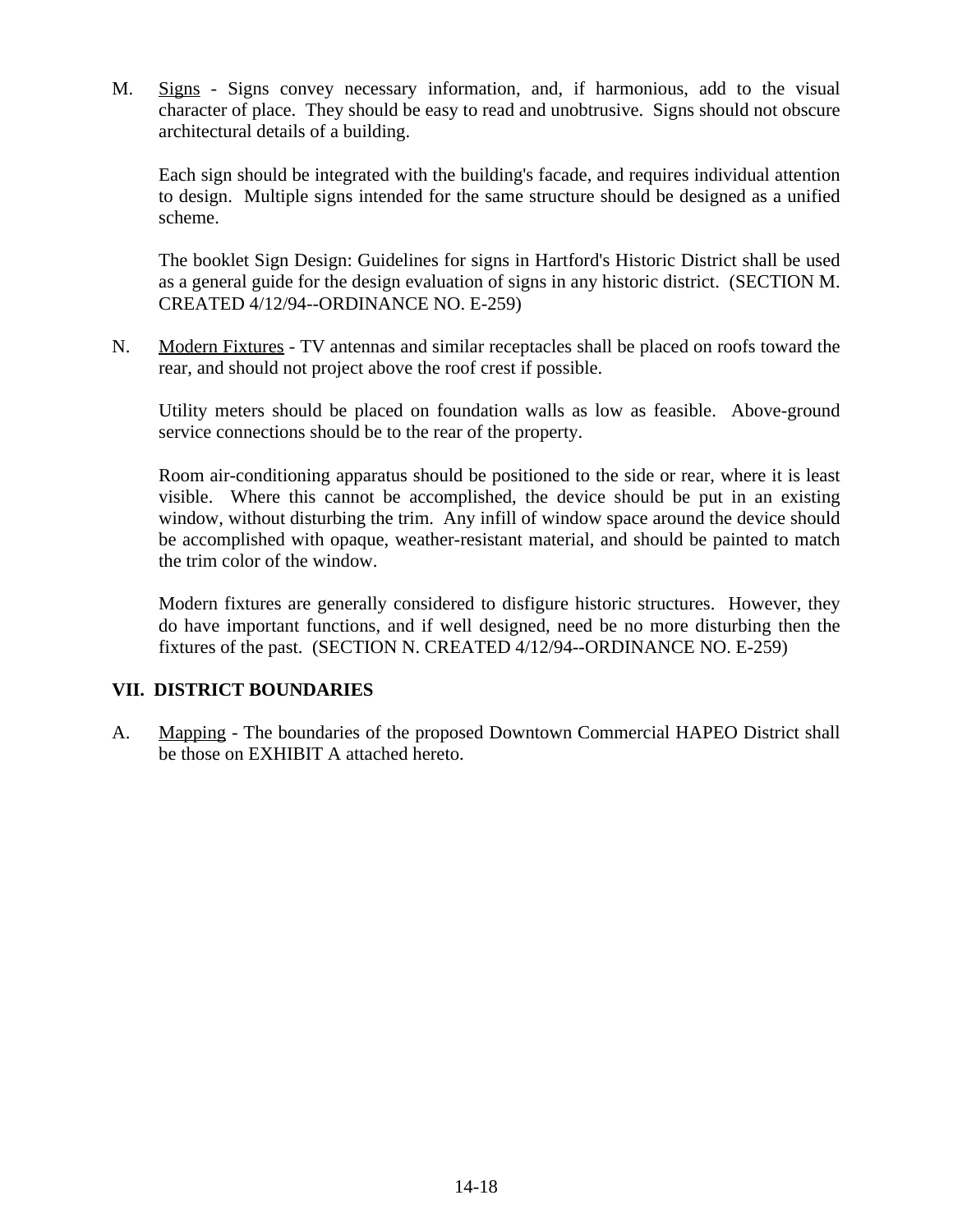M. <u>Signs</u> - Signs convey necessary information, and, if harmonious, add to the visual character of place. They should be easy to read and unobtrusive. Signs should not obscure architectural details of a building.

Each sign should be integrated with the building's facade, and requires individual attention to design. Multiple signs intended for the same structure should be designed as a unified scheme.

The booklet Sign Design: Guidelines for signs in Hartford's Historic District shall be used as a general guide for the design evaluation of signs in any historic district. (SECTION M. CREATED 4/12/94--ORDINANCE NO. E-259)

N. <u>Modern Fixtures</u> - TV antennas and similar receptacles shall be placed on roofs toward the rear, and should not project above the roof crest if possible.

Utility meters should be placed on foundation walls as low as feasible. Above-ground service connections should be to the rear of the property.

Room air-conditioning apparatus should be positioned to the side or rear, where it is least visible. Where this cannot be accomplished, the device should be put in an existing window, without disturbing the trim. Any infill of window space around the device should be accomplished with opaque, weather-resistant material, and should be painted to match the trim color of the window.

Modern fixtures are generally considered to disfigure historic structures. However, they do have important functions, and if well designed, need be no more disturbing then the fixtures of the past. (SECTION N. CREATED 4/12/94--ORDINANCE NO. E-259)

## VII. DISTRICT BOUNDARIES

A. <u>Mapping</u> - The boundaries of the proposed Downtown Commercial HAPEO District shall be those on EXHIBIT A attached hereto.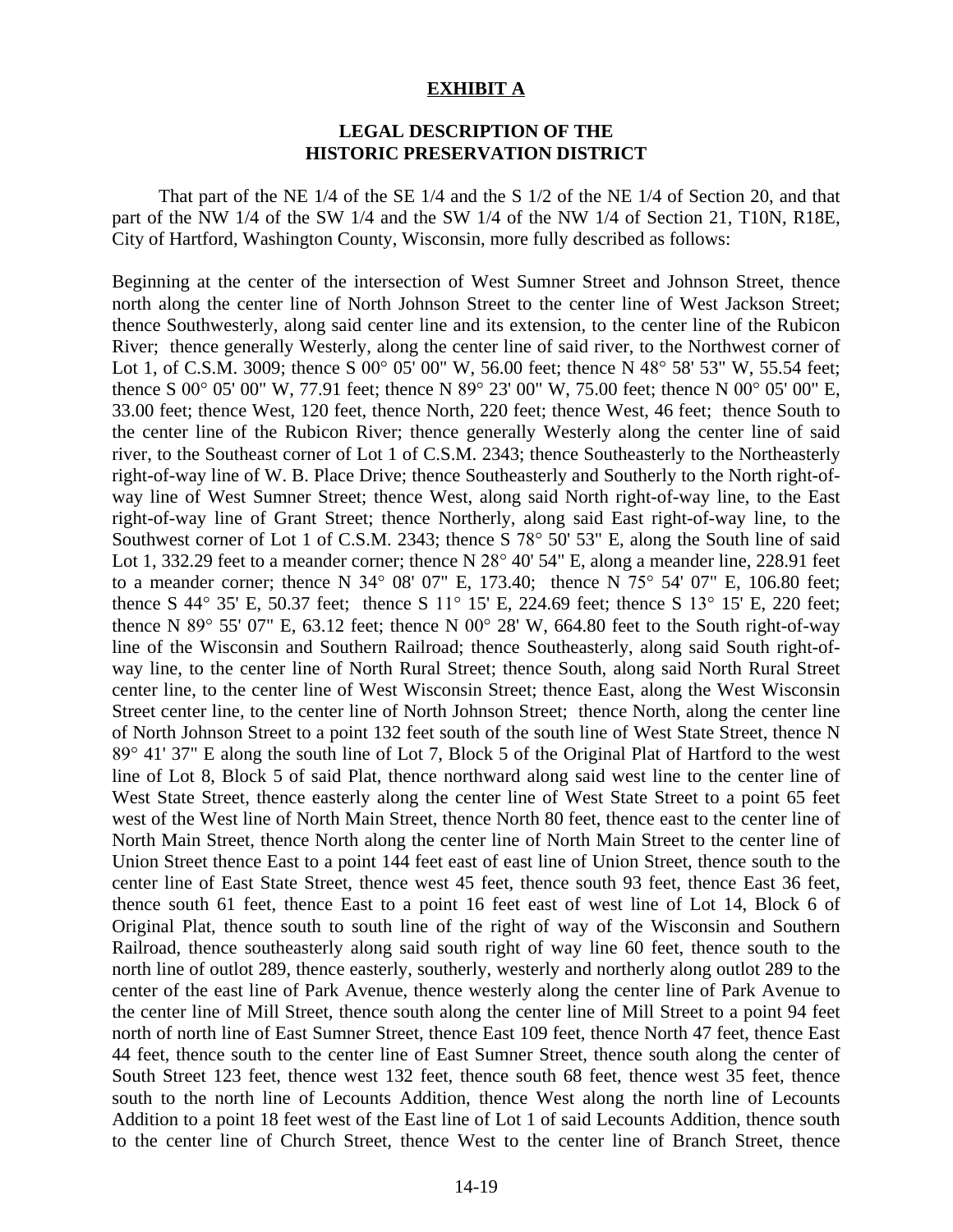**EXHIBIT A**

**LEGAL DESCRIPTION OF THE HISTORIC PRESERVATION DISTRICT**

That part of the NE 1/4 of the SE 1/4 and the S 1/2 of the NE 1/4 of Section 20, and that part of the NW 1/4 of the SW 1/4 and the SW 1/4 of the NW 1/4 of Section 21, T10N, R18E, City of Hartford, Washington County, Wisconsin, more fully described as follows:

Beginning at the center of the intersection of West Sumner Street and Johnson Street, thence north along the center line of North Johnson Street to the center line of West Jackson Street; thence Southwesterly, along said center line and its extension, to the center line of the Rubicon River; thence generally Westerly, along the center line of said river, to the Northwest corner of Lot 1, of C.S.M. 3009; thence S 00° 05' 00" W, 56.00 feet; thence N 48° 58' 53" W, 55.54 feet; thence S 00° 05' 00" W, 77.91 feet; thence N 89° 23' 00" W, 75.00 feet; thence N 00° 05' 00" E, 33.00 feet; thence West, 120 feet, thence North, 220 feet; thence West, 46 feet; thence South to the center line of the Rubicon River; thence generally Westerly along the center line of said river, to the Southeast corner of Lot 1 of C.S.M. 2343; thence Southeasterly to the Northeasterly right-of-way line of W. B. Place Drive; thence Southeasterly and Southerly to the North right-of-way line of West Sumner Street; thence West, along said North right-of-way line, to the East right-of-way line of Grant Street; thence Northerly, along said East right-of-way line, to the Southwest corner of Lot 1 of C.S.M. 2343; thence S 78° 50' 53" E, along the South line of said Lot 1, 332.29 feet to a meander corner; thence N 28° 40' 54" E, along a meander line, 228.91 feet to a meander corner; thence N 34° 08' 07" E, 173.40; thence N 75° 54' 07" E, 106.80 feet; thence S 44° 35' E, 50.37 feet; thence S 11° 15' E, 224.69 feet; thence S 13° 15' E, 220 feet; thence N 89° 55' 07" E, 63.12 feet; thence N 00° 28' W, 664.80 feet to the South right-of-way line of the Wisconsin and Southern Railroad; thence Southeasterly, along said South right-of-way line, to the center line of North Rural Street; thence South, along said North Rural Street center line, to the center line of West Wisconsin Street; thence East, along the West Wisconsin Street center line, to the center line of North Johnson Street; thence North, along the center line of North Johnson Street to a point 132 feet south of the south line of West State Street, thence N 89° 41' 37" E along the south line of Lot 7, Block 5 of the Original Plat of Hartford to the west line of Lot 8, Block 5 of said Plat, thence northward along said west line to the center line of West State Street, thence easterly along the center line of West State Street to a point 65 feet west of the West line of North Main Street, thence North 80 feet, thence east to the center line of North Main Street, thence North along the center line of North Main Street to the center line of Union Street thence East to a point 144 feet east of east line of Union Street, thence south to the center line of East State Street, thence west 45 feet, thence south 93 feet, thence East 36 feet, thence south 61 feet, thence East to a point 16 feet east of west line of Lot 14, Block 6 of Original Plat, thence south to south line of the right of way of the Wisconsin and Southern Railroad, thence southeasterly along said south right of way line 60 feet, thence south to the north line of outlot 289, thence easterly, southerly, westerly and northerly along outlot 289 to the center of the east line of Park Avenue, thence westerly along the center line of Park Avenue to the center line of Mill Street, thence south along the center line of Mill Street to a point 94 feet north of north line of East Sumner Street, thence East 109 feet, thence North 47 feet, thence East 44 feet, thence south to the center line of East Sumner Street, thence south along the center of South Street 123 feet, thence west 132 feet, thence south 68 feet, thence west 35 feet, thence south to the north line of Lecounts Addition, thence West along the north line of Lecounts Addition to a point 18 feet west of the East line of Lot 1 of said Lecounts Addition, thence south to the center line of Church Street, thence West to the center line of Branch Street, thence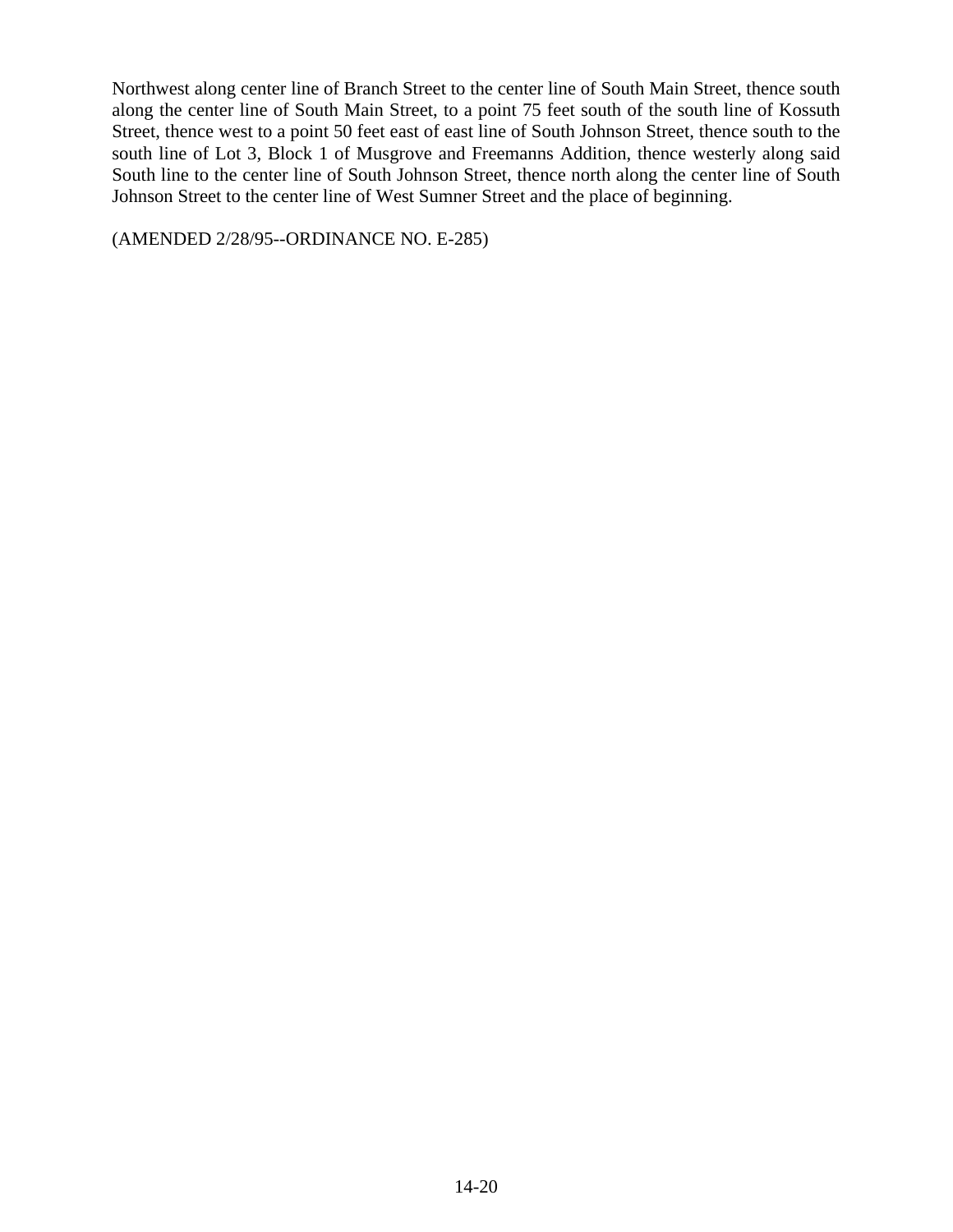Northwest along center line of Branch Street to the center line of South Main Street, thence south along the center line of South Main Street, to a point 75 feet south of the south line of Kossuth Street, thence west to a point 50 feet east of east line of South Johnson Street, thence south to the south line of Lot 3, Block 1 of Musgrove and Freemanns Addition, thence westerly along said South line to the center line of South Johnson Street, thence north along the center line of South Johnson Street to the center line of West Sumner Street and the place of beginning.

(AMENDED 2/28/95--ORDINANCE NO. E-285)